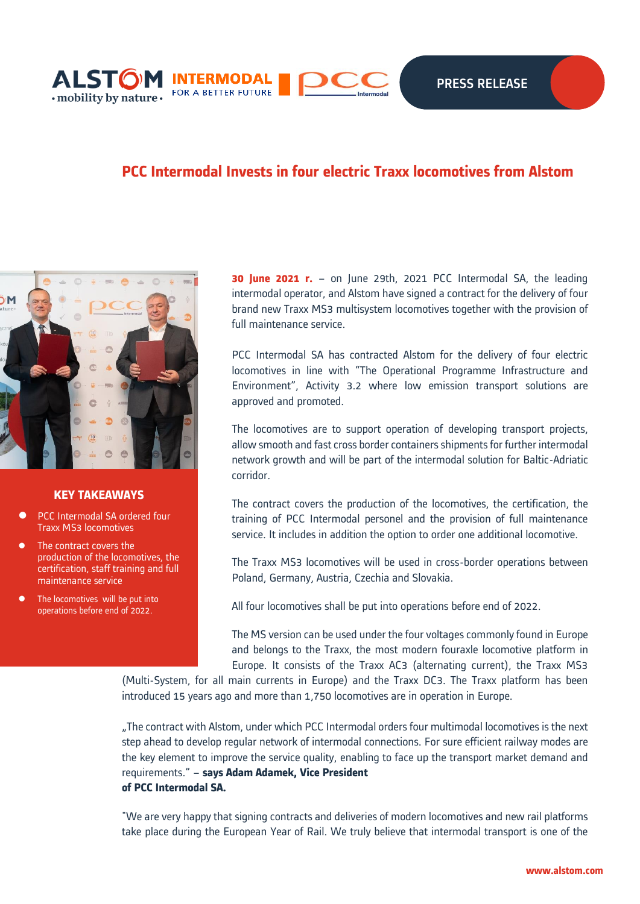PRESS RELEASE

# PCC Intermodal Invests in four electric Traxx locomotives from Alstom

**KEY TAKEAWAYS**

- PCC Intermodal SA ordered four Traxx MS3 locomotives
- The contract covers the production of the locomotives, the certification, staff training and full maintenance service
- The locomotives will be put into operations before end of 2022.

**30 June 2021 r.** – on June 29th, 2021 PCC Intermodal SA, the leading intermodal operator, and Alstom have signed a contract for the delivery of four brand new Traxx MS3 multisystem locomotives together with the provision of full maintenance service.

PCC Intermodal SA has contracted Alstom for the delivery of four electric locomotives in line with "The Operational Programme Infrastructure and Environment", Activity 3.2 where low emission transport solutions are approved and promoted.

The locomotives are to support operation of developing transport projects, allow smooth and fast cross border containers shipments for further intermodal network growth and will be part of the intermodal solution for Baltic-Adriatic corridor.

The contract covers the production of the locomotives, the certification, the training of PCC Intermodal personel and the provision of full maintenance service. It includes in addition the option to order one additional locomotive.

The Traxx MS3 locomotives will be used in cross-border operations between Poland, Germany, Austria, Czechia and Slovakia.

All four locomotives shall be put into operations before end of 2022.

The MS version can be used under the four voltages commonly found in Europe and belongs to the Traxx, the most modern fouraxle locomotive platform in Europe. It consists of the Traxx AC3 (alternating current), the Traxx MS3 (Multi-System, for all main currents in Europe) and the Traxx DC3. The Traxx platform has been introduced 15 years ago and more than 1,750 locomotives are in operation in Europe.

„The contract with Alstom, under which PCC Intermodal orders four multimodal locomotives is the next step ahead to develop regular network of intermodal connections. For sure efficient railway modes are the key element to improve the service quality, enabling to face up the transport market demand and requirements." – **says Adam Adamek, Vice President of PCC Intermodal SA.**

"We are very happy that signing contracts and deliveries of modern locomotives and new rail platforms take place during the European Year of Rail. We truly believe that intermodal transport is one of the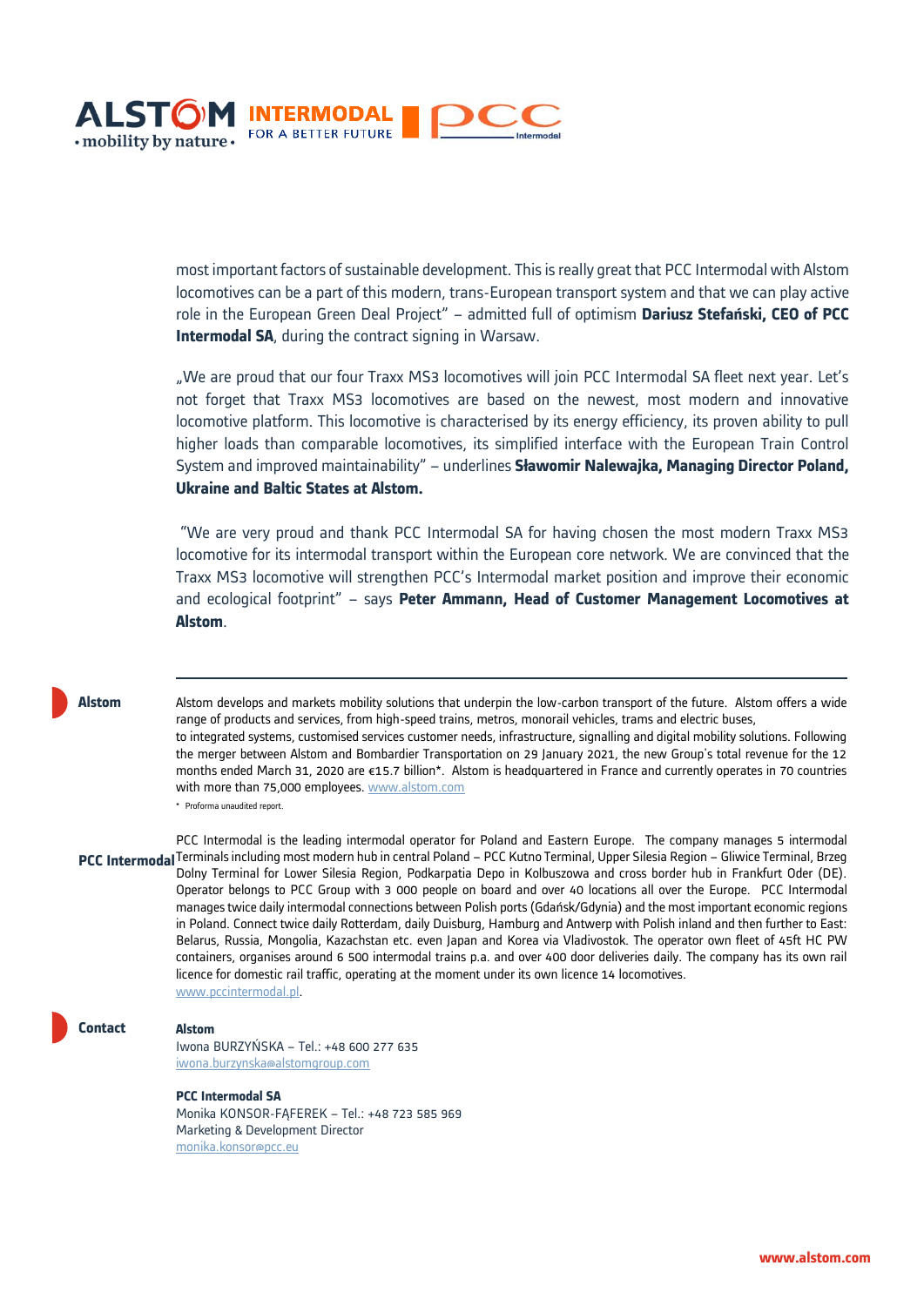most important factors of sustainable development. This is really great that PCC Intermodal with Alstom locomotives can be a part of this modern, trans-European transport system and that we can play active role in the European Green Deal Project" – admitted full of optimism **Dariusz Stefański, CEO of PCC Intermodal SA**, during the contract signing in Warsaw.

„We are proud that our four Traxx MS3 locomotives will join PCC Intermodal SA fleet next year. Let's not forget that Traxx MS3 locomotives are based on the newest, most modern and innovative locomotive platform. This locomotive is characterised by its energy efficiency, its proven ability to pull higher loads than comparable locomotives, its simplified interface with the European Train Control System and improved maintainability" – underlines **Sławomir Nalewajka, Managing Director Poland, Ukraine and Baltic States at Alstom.**

"We are very proud and thank PCC Intermodal SA for having chosen the most modern Traxx MS3 locomotive for its intermodal transport within the European core network. We are convinced that the Traxx MS3 locomotive will strengthen PCC's Intermodal market position and improve their economic and ecological footprint" – says **Peter Ammann, Head of Customer Management Locomotives at Alstom**.

---

**Alstom**

Alstom develops and markets mobility solutions that underpin the low-carbon transport of the future. Alstom offers a wide range of products and services, from high-speed trains, metros, monorail vehicles, trams and electric buses, to integrated systems, customised services customer needs, infrastructure, signalling and digital mobility solutions. Following the merger between Alstom and Bombardier Transportation on 29 January 2021, the new Group's total revenue for the 12 months ended March 31, 2020 are €15.7 billion*. Alstom is headquartered in France and currently operates in 70 countries with more than 75,000 employees. www.alstom.com

* Proforma unaudited report.

**PCC Intermodal**

PCC Intermodal is the leading intermodal operator for Poland and Eastern Europe. The company manages 5 intermodal Terminals including most modern hub in central Poland – PCC Kutno Terminal, Upper Silesia Region – Gliwice Terminal, Brzeg Dolny Terminal for Lower Silesia Region, Podkarpatia Depo in Kolbuszowa and cross border hub in Frankfurt Oder (DE). Operator belongs to PCC Group with 3 000 people on board and over 40 locations all over the Europe. PCC Intermodal manages twice daily intermodal connections between Polish ports (Gdańsk/Gdynia) and the most important economic regions in Poland. Connect twice daily Rotterdam, daily Duisburg, Hamburg and Antwerp with Polish inland and then further to East: Belarus, Russia, Mongolia, Kazachstan etc. even Japan and Korea via Vladivostok. The operator own fleet of 45ft HC PW containers, organises around 6 500 intermodal trains p.a. and over 400 door deliveries daily. The company has its own rail licence for domestic rail traffic, operating at the moment under its own licence 14 locomotives. www.pccintermodal.pl.

**Contact**

**Alstom**
Iwona BURZYŃSKA – Tel.: +48 600 277 635
iwona.burzynska@alstomgroup.com

**PCC Intermodal SA**
Monika KONSOR-FĄFEREK – Tel.: +48 723 585 969
Marketing & Development Director
monika.konsor@pcc.eu